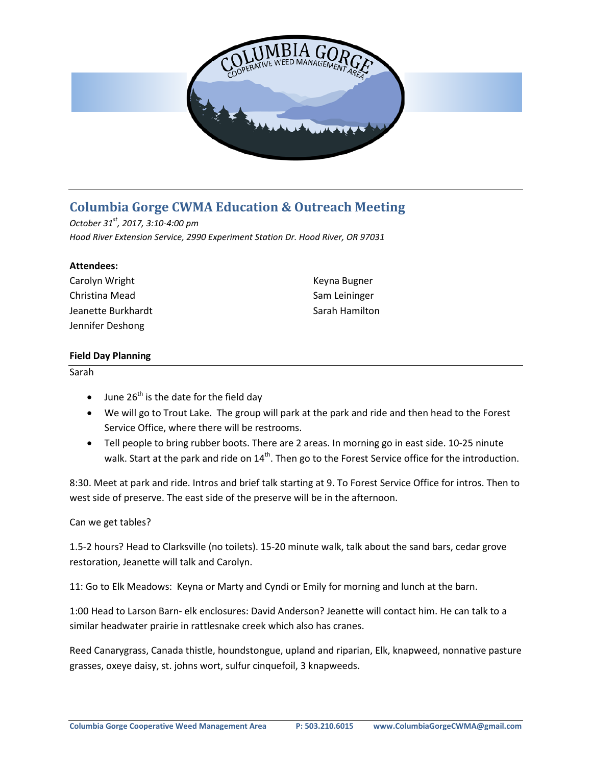# Columbia Gorge CWMA Education & Outreach Meeting

*October 31st, 2017, 3:10-4:00 pm*
*Hood River Extension Service, 2990 Experiment Station Dr. Hood River, OR 97031*

**Attendees:**

Carolyn Wright
Christina Mead
Jeanette Burkhardt
Jennifer Deshong
Keyna Bugner
Sam Leininger
Sarah Hamilton

## Field Day Planning

Sarah

- June 26th is the date for the field day
- We will go to Trout Lake. The group will park at the park and ride and then head to the Forest Service Office, where there will be restrooms.
- Tell people to bring rubber boots. There are 2 areas. In morning go in east side. 10-25 nuinute walk. Start at the park and ride on 14th. Then go to the Forest Service office for the introduction.

8:30. Meet at park and ride. Intros and brief talk starting at 9. To Forest Service Office for intros. Then to west side of preserve. The east side of the preserve will be in the afternoon.

Can we get tables?

1.5-2 hours? Head to Clarksville (no toilets). 15-20 minute walk, talk about the sand bars, cedar grove restoration, Jeanette will talk and Carolyn.

11: Go to Elk Meadows: Keyna or Marty and Cyndi or Emily for morning and lunch at the barn.

1:00 Head to Larson Barn- elk enclosures: David Anderson? Jeanette will contact him. He can talk to a similar headwater prairie in rattlesnake creek which also has cranes.

Reed Canarygrass, Canada thistle, houndstongue, upland and riparian, Elk, knapweed, nonnative pasture grasses, oxeye daisy, st. johns wort, sulfur cinquefoil, 3 knapweeds.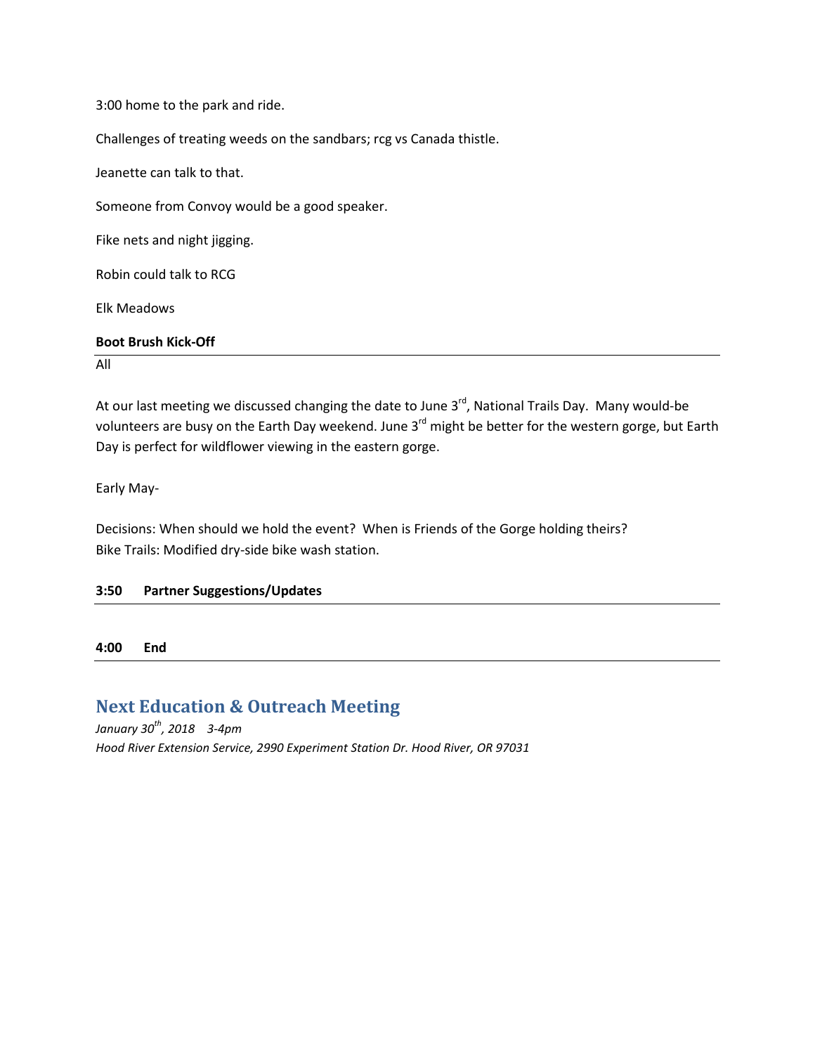3:00 home to the park and ride.

Challenges of treating weeds on the sandbars; rcg vs Canada thistle.

Jeanette can talk to that.

Someone from Convoy would be a good speaker.

Fike nets and night jigging.

Robin could talk to RCG

Elk Meadows

**Boot Brush Kick-Off**

All

At our last meeting we discussed changing the date to June 3rd, National Trails Day. Many would-be volunteers are busy on the Earth Day weekend. June 3rd might be better for the western gorge, but Earth Day is perfect for wildflower viewing in the eastern gorge.

Early May-

Decisions: When should we hold the event? When is Friends of the Gorge holding theirs?
Bike Trails: Modified dry-side bike wash station.

**3:50 Partner Suggestions/Updates**

**4:00 End**

## Next Education & Outreach Meeting

*January 30th, 2018 3-4pm*
*Hood River Extension Service, 2990 Experiment Station Dr. Hood River, OR 97031*